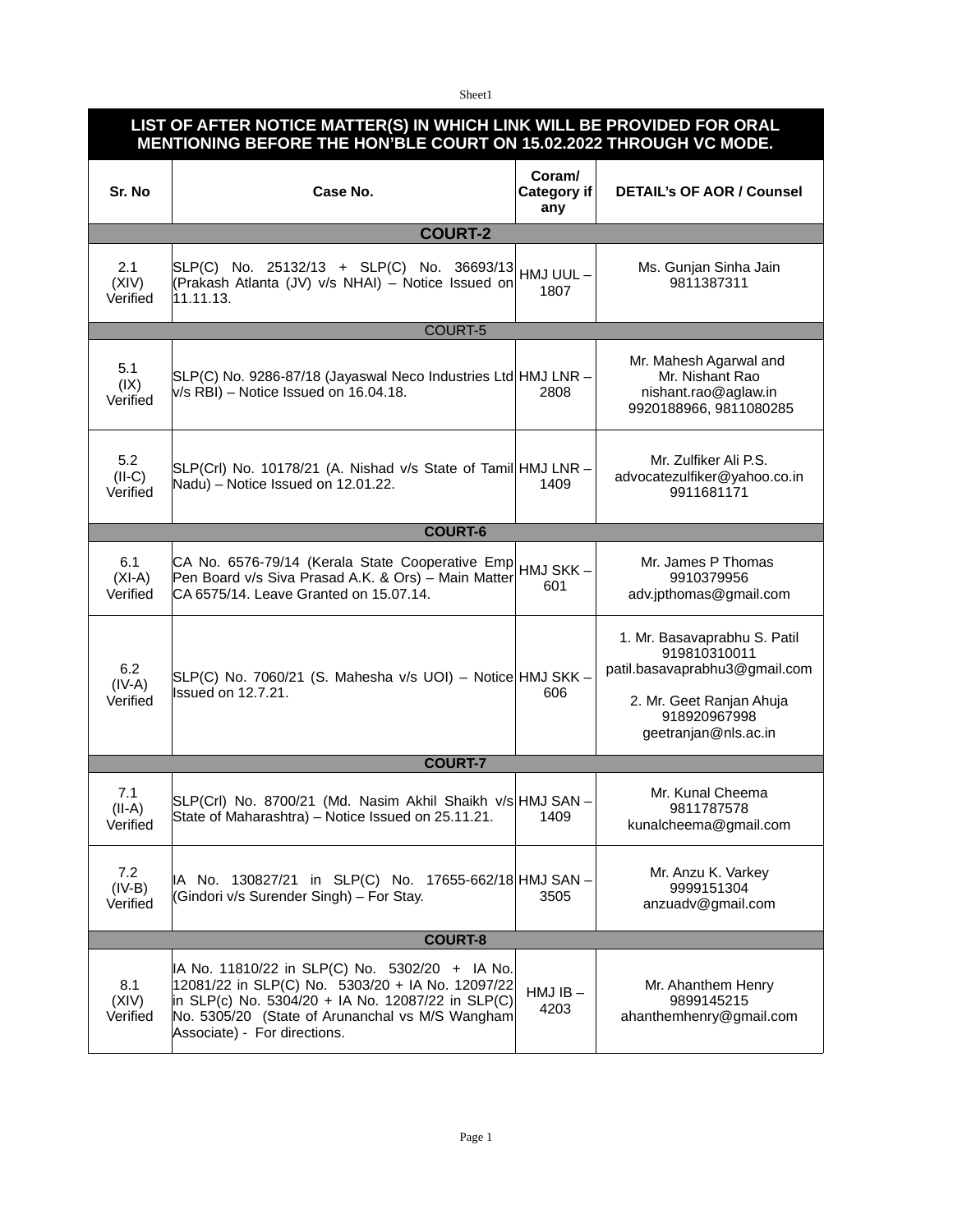| LIST OF AFTER NOTICE MATTER(S) IN WHICH LINK WILL BE PROVIDED FOR ORAL MENTIONING BEFORE THE HON'BLE COURT ON 15.02.2022 THROUGH VC MODE. | | | |
|---|---|---|---|
| **Sr. No** | **Case No.** | **Coram/ Category if any** | **DETAIL's OF AOR / Counsel** |
| | **COURT-2** | | |
| 2.1 (XIV) Verified | SLP(C) No. 25132/13 + SLP(C) No. 36693/13 (Prakash Atlanta (JV) v/s NHAI) – Notice Issued on 11.11.13. | HMJ UUL – 1807 | Ms. Gunjan Sinha Jain 9811387311 |
| | COURT-5 | | |
| 5.1 (IX) Verified | SLP(C) No. 9286-87/18 (Jayaswal Neco Industries Ltd v/s RBI) – Notice Issued on 16.04.18. | HMJ LNR – 2808 | Mr. Mahesh Agarwal and Mr. Nishant Rao nishant.rao@aglaw.in 9920188966, 9811080285 |
| 5.2 (II-C) Verified | SLP(Crl) No. 10178/21 (A. Nishad v/s State of Tamil Nadu) – Notice Issued on 12.01.22. | HMJ LNR – 1409 | Mr. Zulfiker Ali P.S. advocatezulfiker@yahoo.co.in 9911681171 |
| | **COURT-6** | | |
| 6.1 (XI-A) Verified | CA No. 6576-79/14 (Kerala State Cooperative Emp Pen Board v/s Siva Prasad A.K. & Ors) – Main Matter CA 6575/14. Leave Granted on 15.07.14. | HMJ SKK – 601 | Mr. James P Thomas 9910379956 adv.jpthomas@gmail.com |
| 6.2 (IV-A) Verified | SLP(C) No. 7060/21 (S. Mahesha v/s UOI) – Notice Issued on 12.7.21. | HMJ SKK – 606 | 1. Mr. Basavaprabhu S. Patil 919810310011 patil.basavaprabhu3@gmail.com<br><br>2. Mr. Geet Ranjan Ahuja 918920967998 geetranjan@nls.ac.in |
| | **COURT-7** | | |
| 7.1 (II-A) Verified | SLP(Crl) No. 8700/21 (Md. Nasim Akhil Shaikh v/s State of Maharashtra) – Notice Issued on 25.11.21. | HMJ SAN – 1409 | Mr. Kunal Cheema 9811787578 kunalcheema@gmail.com |
| 7.2 (IV-B) Verified | IA No. 130827/21 in SLP(C) No. 17655-662/18 (Gindori v/s Surender Singh) – For Stay. | HMJ SAN – 3505 | Mr. Anzu K. Varkey 9999151304 anzuadv@gmail.com |
| | **COURT-8** | | |
| 8.1 (XIV) Verified | IA No. 11810/22 in SLP(C) No. 5302/20 + IA No. 12081/22 in SLP(C) No. 5303/20 + IA No. 12097/22 in SLP(c) No. 5304/20 + IA No. 12087/22 in SLP(C) No. 5305/20 (State of Arunanchal vs M/S Wangham Associate) - For directions. | HMJ IB – 4203 | Mr. Ahanthem Henry 9899145215 ahanthemhenry@gmail.com |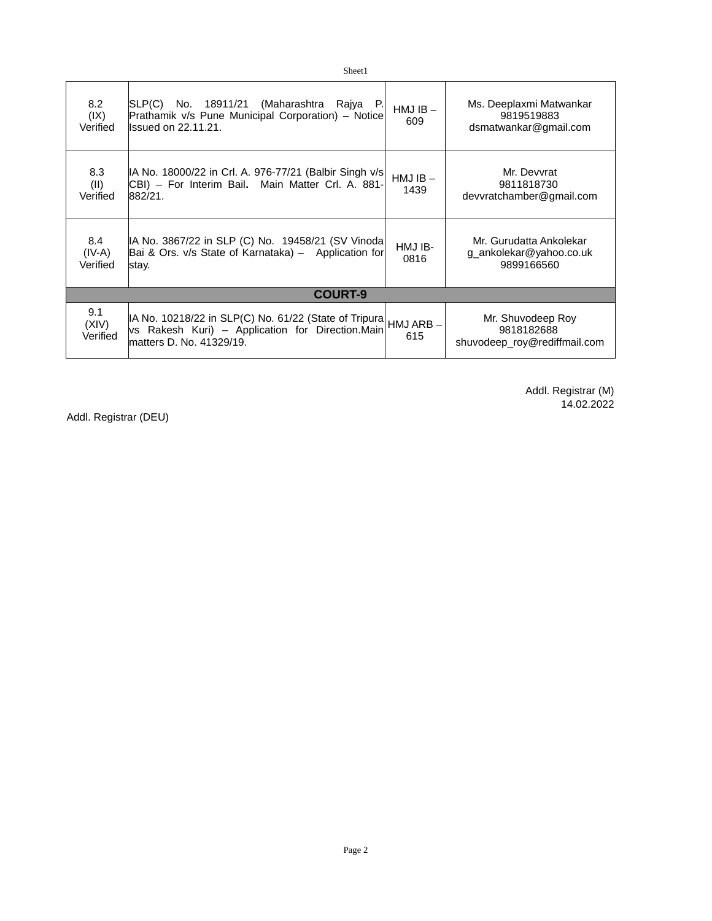| | | | |
|---|---|---|---|
| 8.2 (IX) Verified | SLP(C) No. 18911/21 (Maharashtra Rajya P. Prathamik v/s Pune Municipal Corporation) – Notice Issued on 22.11.21. | HMJ IB – 609 | Ms. Deeplaxmi Matwankar 9819519883 dsmatwankar@gmail.com |
| 8.3 (II) Verified | IA No. 18000/22 in Crl. A. 976-77/21 (Balbir Singh v/s CBI) – For Interim Bail. Main Matter Crl. A. 881-882/21. | HMJ IB – 1439 | Mr. Devvrat 9811818730 devvratchamber@gmail.com |
| 8.4 (IV-A) Verified | IA No. 3867/22 in SLP (C) No. 19458/21 (SV Vinoda Bai & Ors. v/s State of Karnataka) – Application for stay. | HMJ IB-0816 | Mr. Gurudatta Ankolekar g_ankolekar@yahoo.co.uk 9899166560 |
| **COURT-9** | | | |
| 9.1 (XIV) Verified | IA No. 10218/22 in SLP(C) No. 61/22 (State of Tripura vs Rakesh Kuri) – Application for Direction.Main matters D. No. 41329/19. | HMJ ARB – 615 | Mr. Shuvodeep Roy 9818182688 shuvodeep_roy@rediffmail.com |

Addl. Registrar (M)
14.02.2022

Addl. Registrar (DEU)